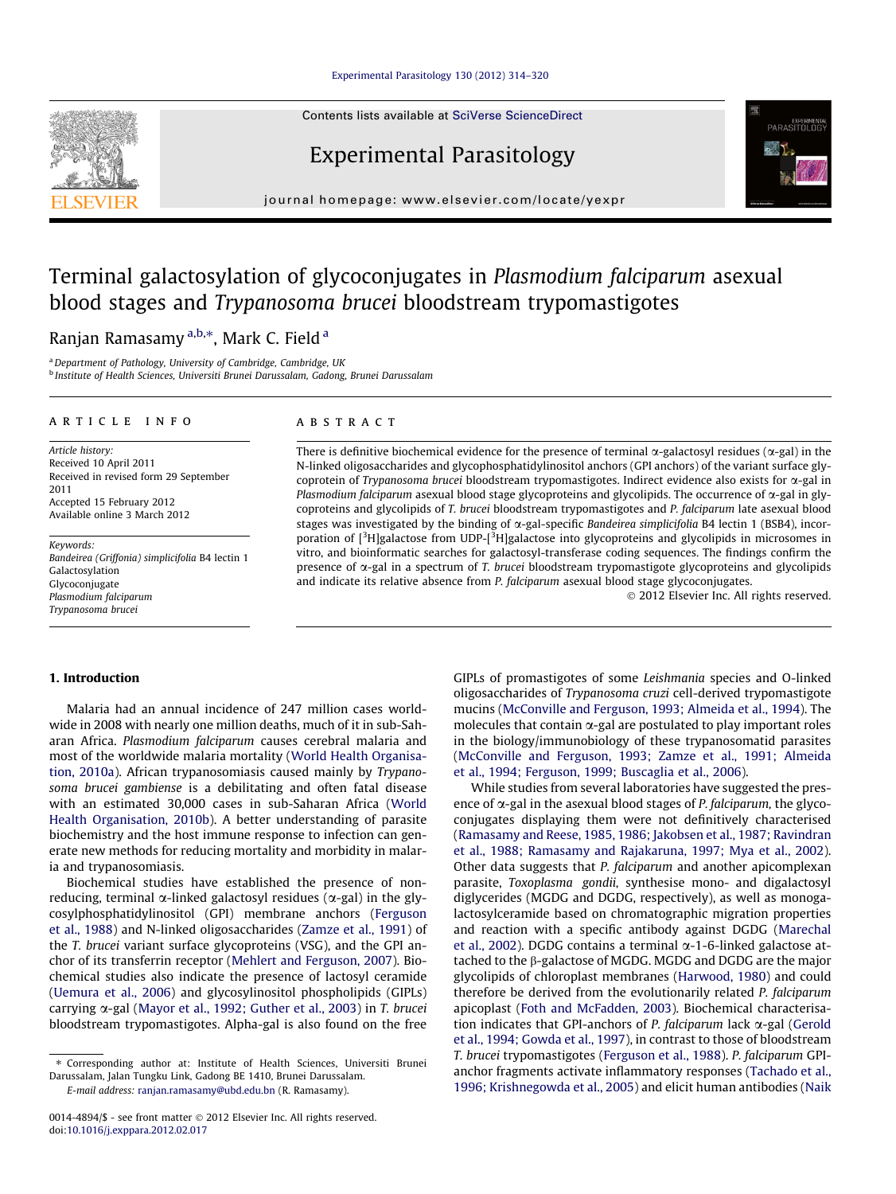# Terminal galactosylation of glycoconjugates in *Plasmodium falciparum* asexual blood stages and *Trypanosoma brucei* bloodstream trypomastigotes

Ranjan Ramasamy [a,b,*], Mark C. Field [a]

[a] Department of Pathology, University of Cambridge, Cambridge, UK

[b] Institute of Health Sciences, Universiti Brunei Darussalam, Gadong, Brunei Darussalam

## ARTICLE INFO

*Article history:*
Received 10 April 2011
Received in revised form 29 September 2011
Accepted 15 February 2012
Available online 3 March 2012

*Keywords:*
*Bandeirea (Griffonia) simplicifolia* B4 lectin 1
Galactosylation
Glycoconjugate
*Plasmodium falciparum*
*Trypanosoma brucei*

## ABSTRACT

There is definitive biochemical evidence for the presence of terminal α-galactosyl residues (α-gal) in the N-linked oligosaccharides and glycophosphatidylinositol anchors (GPI anchors) of the variant surface glycoprotein of *Trypanosoma brucei* bloodstream trypomastigotes. Indirect evidence also exists for α-gal in *Plasmodium falciparum* asexual blood stage glycoproteins and glycolipids. The occurrence of α-gal in glycoproteins and glycolipids of *T. brucei* bloodstream trypomastigotes and *P. falciparum* late asexual blood stages was investigated by the binding of α-gal-specific *Bandeirea simplicifolia* B4 lectin 1 (BSB4), incorporation of [$^3$H]galactose from UDP-[$^3$H]galactose into glycoproteins and glycolipids in microsomes in vitro, and bioinformatic searches for galactosyl-transferase coding sequences. The findings confirm the presence of α-gal in a spectrum of *T. brucei* bloodstream trypomastigote glycoproteins and glycolipids and indicate its relative absence from *P. falciparum* asexual blood stage glycoconjugates.

© 2012 Elsevier Inc. All rights reserved.

## 1. Introduction

Malaria had an annual incidence of 247 million cases worldwide in 2008 with nearly one million deaths, much of it in sub-Saharan Africa. *Plasmodium falciparum* causes cerebral malaria and most of the worldwide malaria mortality (World Health Organisation, 2010a). African trypanosomiasis caused mainly by *Trypanosoma brucei gambiense* is a debilitating and often fatal disease with an estimated 30,000 cases in sub-Saharan Africa (World Health Organisation, 2010b). A better understanding of parasite biochemistry and the host immune response to infection can generate new methods for reducing mortality and morbidity in malaria and trypanosomiasis.

Biochemical studies have established the presence of non-reducing, terminal α-linked galactosyl residues (α-gal) in the glycosylphosphatidylinositol (GPI) membrane anchors (Ferguson et al., 1988) and N-linked oligosaccharides (Zamze et al., 1991) of the *T. brucei* variant surface glycoproteins (VSG), and the GPI anchor of its transferrin receptor (Mehlert and Ferguson, 2007). Biochemical studies also indicate the presence of lactosyl ceramide (Uemura et al., 2006) and glycosylinositol phospholipids (GIPLs) carrying α-gal (Mayor et al., 1992; Guther et al., 2003) in *T. brucei* bloodstream trypomastigotes. Alpha-gal is also found on the free GIPLs of promastigotes of some *Leishmania* species and O-linked oligosaccharides of *Trypanosoma cruzi* cell-derived trypomastigote mucins (McConville and Ferguson, 1993; Almeida et al., 1994). The molecules that contain α-gal are postulated to play important roles in the biology/immunobiology of these trypanosomatid parasites (McConville and Ferguson, 1993; Zamze et al., 1991; Almeida et al., 1994; Ferguson, 1999; Buscaglia et al., 2006).

While studies from several laboratories have suggested the presence of α-gal in the asexual blood stages of *P. falciparum*, the glycoconjugates displaying them were not definitively characterised (Ramasamy and Reese, 1985, 1986; Jakobsen et al., 1987; Ravindran et al., 1988; Ramasamy and Rajakaruna, 1997; Mya et al., 2002). Other data suggests that *P. falciparum* and another apicomplexan parasite, *Toxoplasma gondii*, synthesise mono- and digalactosyl diglycerides (MGDG and DGDG, respectively), as well as monogalactosylceramide based on chromatographic migration properties and reaction with a specific antibody against DGDG (Marechal et al., 2002). DGDG contains a terminal α-1-6-linked galactose attached to the β-galactose of MGDG. MGDG and DGDG are the major glycolipids of chloroplast membranes (Harwood, 1980) and could therefore be derived from the evolutionarily related *P. falciparum* apicoplast (Foth and McFadden, 2003). Biochemical characterisation indicates that GPI-anchors of *P. falciparum* lack α-gal (Gerold et al., 1994; Gowda et al., 1997), in contrast to those of bloodstream *T. brucei* trypomastigotes (Ferguson et al., 1988). *P. falciparum* GPI-anchor fragments activate inflammatory responses (Tachado et al., 1996; Krishnegowda et al., 2005) and elicit human antibodies (Naik

* Corresponding author at: Institute of Health Sciences, Universiti Brunei Darussalam, Jalan Tungku Link, Gadong BE 1410, Brunei Darussalam.
E-mail address: ranjan.ramasamy@ubd.edu.bn (R. Ramasamy).

0014-4894/$ - see front matter © 2012 Elsevier Inc. All rights reserved.
doi:10.1016/j.exppara.2012.02.017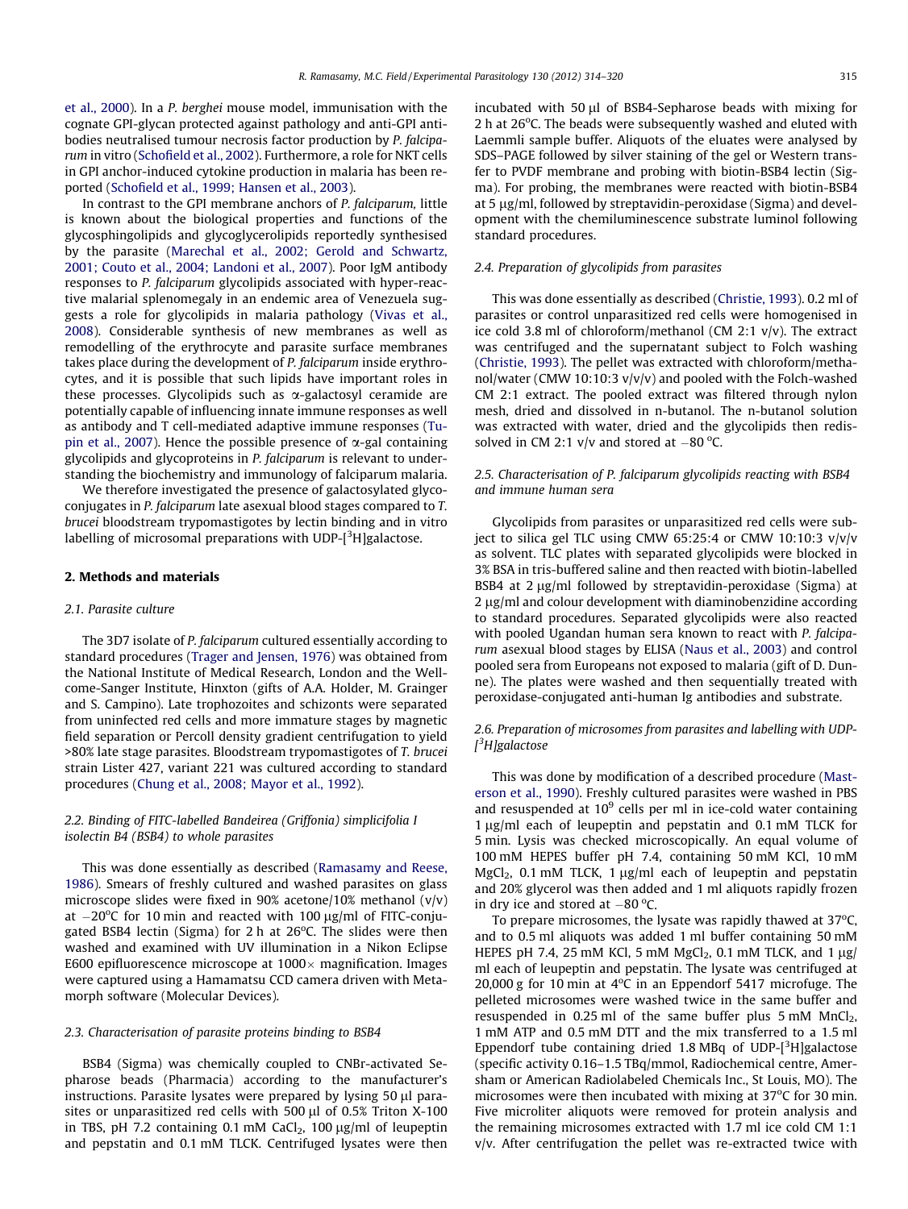et al., 2000). In a *P. berghei* mouse model, immunisation with the cognate GPI-glycan protected against pathology and anti-GPI antibodies neutralised tumour necrosis factor production by *P. falciparum* in vitro (Schofield et al., 2002). Furthermore, a role for NKT cells in GPI anchor-induced cytokine production in malaria has been reported (Schofield et al., 1999; Hansen et al., 2003).

In contrast to the GPI membrane anchors of *P. falciparum*, little is known about the biological properties and functions of the glycosphingolipids and glycoglycerolipids reportedly synthesised by the parasite (Marechal et al., 2002; Gerold and Schwartz, 2001; Couto et al., 2004; Landoni et al., 2007). Poor IgM antibody responses to *P. falciparum* glycolipids associated with hyper-reactive malarial splenomegaly in an endemic area of Venezuela suggests a role for glycolipids in malaria pathology (Vivas et al., 2008). Considerable synthesis of new membranes as well as remodelling of the erythrocyte and parasite surface membranes takes place during the development of *P. falciparum* inside erythrocytes, and it is possible that such lipids have important roles in these processes. Glycolipids such as α-galactosyl ceramide are potentially capable of influencing innate immune responses as well as antibody and T cell-mediated adaptive immune responses (Tupin et al., 2007). Hence the possible presence of α-gal containing glycolipids and glycoproteins in *P. falciparum* is relevant to understanding the biochemistry and immunology of falciparum malaria.

We therefore investigated the presence of galactosylated glycoconjugates in *P. falciparum* late asexual blood stages compared to *T. brucei* bloodstream trypomastigotes by lectin binding and in vitro labelling of microsomal preparations with UDP-[$^3$H]galactose.

## 2. Methods and materials

### 2.1. Parasite culture

The 3D7 isolate of *P. falciparum* cultured essentially according to standard procedures (Trager and Jensen, 1976) was obtained from the National Institute of Medical Research, London and the Wellcome-Sanger Institute, Hinxton (gifts of A.A. Holder, M. Grainger and S. Campino). Late trophozoites and schizonts were separated from uninfected red cells and more immature stages by magnetic field separation or Percoll density gradient centrifugation to yield >80% late stage parasites. Bloodstream trypomastigotes of *T. brucei* strain Lister 427, variant 221 was cultured according to standard procedures (Chung et al., 2008; Mayor et al., 1992).

### 2.2. Binding of FITC-labelled Bandeirea (Griffonia) simplicifolia I isolectin B4 (BSB4) to whole parasites

This was done essentially as described (Ramasamy and Reese, 1986). Smears of freshly cultured and washed parasites on glass microscope slides were fixed in 90% acetone/10% methanol (v/v) at −20°C for 10 min and reacted with 100 μg/ml of FITC-conjugated BSB4 lectin (Sigma) for 2 h at 26°C. The slides were then washed and examined with UV illumination in a Nikon Eclipse E600 epifluorescence microscope at 1000× magnification. Images were captured using a Hamamatsu CCD camera driven with Metamorph software (Molecular Devices).

### 2.3. Characterisation of parasite proteins binding to BSB4

BSB4 (Sigma) was chemically coupled to CNBr-activated Sepharose beads (Pharmacia) according to the manufacturer's instructions. Parasite lysates were prepared by lysing 50 μl parasites or unparasitized red cells with 500 μl of 0.5% Triton X-100 in TBS, pH 7.2 containing 0.1 mM $CaCl_2$, 100 μg/ml of leupeptin and pepstatin and 0.1 mM TLCK. Centrifuged lysates were then incubated with 50 μl of BSB4-Sepharose beads with mixing for 2 h at 26°C. The beads were subsequently washed and eluted with Laemmli sample buffer. Aliquots of the eluates were analysed by SDS–PAGE followed by silver staining of the gel or Western transfer to PVDF membrane and probing with biotin-BSB4 lectin (Sigma). For probing, the membranes were reacted with biotin-BSB4 at 5 μg/ml, followed by streptavidin-peroxidase (Sigma) and development with the chemiluminescence substrate luminol following standard procedures.

### 2.4. Preparation of glycolipids from parasites

This was done essentially as described (Christie, 1993). 0.2 ml of parasites or control unparasitized red cells were homogenised in ice cold 3.8 ml of chloroform/methanol (CM 2:1 v/v). The extract was centrifuged and the supernatant subject to Folch washing (Christie, 1993). The pellet was extracted with chloroform/methanol/water (CMW 10:10:3 v/v/v) and pooled with the Folch-washed CM 2:1 extract. The pooled extract was filtered through nylon mesh, dried and dissolved in n-butanol. The n-butanol solution was extracted with water, dried and the glycolipids then redissolved in CM 2:1 v/v and stored at −80 °C.

### 2.5. Characterisation of P. falciparum glycolipids reacting with BSB4 and immune human sera

Glycolipids from parasites or unparasitized red cells were subject to silica gel TLC using CMW 65:25:4 or CMW 10:10:3 v/v/v as solvent. TLC plates with separated glycolipids were blocked in 3% BSA in tris-buffered saline and then reacted with biotin-labelled BSB4 at 2 μg/ml followed by streptavidin-peroxidase (Sigma) at 2 μg/ml and colour development with diaminobenzidine according to standard procedures. Separated glycolipids were also reacted with pooled Ugandan human sera known to react with *P. falciparum* asexual blood stages by ELISA (Naus et al., 2003) and control pooled sera from Europeans not exposed to malaria (gift of D. Dunne). The plates were washed and then sequentially treated with peroxidase-conjugated anti-human Ig antibodies and substrate.

### 2.6. Preparation of microsomes from parasites and labelling with UDP-[$^3$H]galactose

This was done by modification of a described procedure (Masterson et al., 1990). Freshly cultured parasites were washed in PBS and resuspended at $10^9$ cells per ml in ice-cold water containing 1 μg/ml each of leupeptin and pepstatin and 0.1 mM TLCK for 5 min. Lysis was checked microscopically. An equal volume of 100 mM HEPES buffer pH 7.4, containing 50 mM KCl, 10 mM $MgCl_2$, 0.1 mM TLCK, 1 μg/ml each of leupeptin and pepstatin and 20% glycerol was then added and 1 ml aliquots rapidly frozen in dry ice and stored at −80 °C.

To prepare microsomes, the lysate was rapidly thawed at 37°C, and to 0.5 ml aliquots was added 1 ml buffer containing 50 mM HEPES pH 7.4, 25 mM KCl, 5 mM $MgCl_2$, 0.1 mM TLCK, and 1 μg/ml each of leupeptin and pepstatin. The lysate was centrifuged at 20,000 g for 10 min at 4°C in an Eppendorf 5417 microfuge. The pelleted microsomes were washed twice in the same buffer and resuspended in 0.25 ml of the same buffer plus 5 mM $MnCl_2$, 1 mM ATP and 0.5 mM DTT and the mix transferred to a 1.5 ml Eppendorf tube containing dried 1.8 MBq of UDP-[$^3$H]galactose (specific activity 0.16–1.5 TBq/mmol, Radiochemical centre, Amersham or American Radiolabeled Chemicals Inc., St Louis, MO). The microsomes were then incubated with mixing at 37°C for 30 min. Five microliter aliquots were removed for protein analysis and the remaining microsomes extracted with 1.7 ml ice cold CM 1:1 v/v. After centrifugation the pellet was re-extracted twice with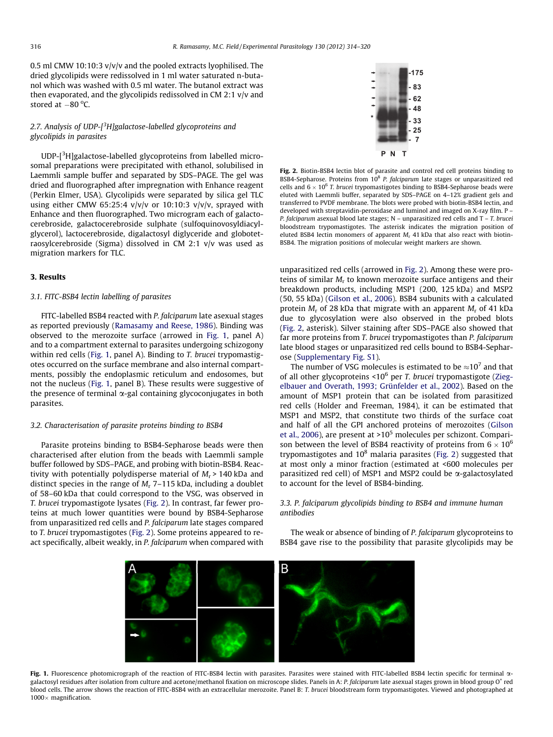0.5 ml CMW 10:10:3 v/v/v and the pooled extracts lyophilised. The dried glycolipids were redissolved in 1 ml water saturated n-butanol which was washed with 0.5 ml water. The butanol extract was then evaporated, and the glycolipids redissolved in CM 2:1 v/v and stored at −80 °C.

### 2.7. Analysis of UDP-[$^3$H]galactose-labelled glycoproteins and glycolipids in parasites

UDP-[$^3$H]galactose-labelled glycoproteins from labelled microsomal preparations were precipitated with ethanol, solubilised in Laemmli sample buffer and separated by SDS–PAGE. The gel was dried and fluorographed after impregnation with Enhance reagent (Perkin Elmer, USA). Glycolipids were separated by silica gel TLC using either CMW 65:25:4 v/v/v or 10:10:3 v/v/v, sprayed with Enhance and then fluorographed. Two microgram each of galactocerebroside, galactocerebroside sulphate (sulfoquinovosyldiacylglycerol), lactocerebroside, digalactosyl diglyceride and globotetraosylcerebroside (Sigma) dissolved in CM 2:1 v/v was used as migration markers for TLC.

## 3. Results

### 3.1. FITC-BSB4 lectin labelling of parasites

FITC-labelled BSB4 reacted with *P. falciparum* late asexual stages as reported previously (Ramasamy and Reese, 1986). Binding was observed to the merozoite surface (arrowed in Fig. 1, panel A) and to a compartment external to parasites undergoing schizogony within red cells (Fig. 1, panel A). Binding to *T. brucei* trypomastigotes occurred on the surface membrane and also internal compartments, possibly the endoplasmic reticulum and endosomes, but not the nucleus (Fig. 1, panel B). These results were suggestive of the presence of terminal α-gal containing glycoconjugates in both parasites.

### 3.2. Characterisation of parasite proteins binding to BSB4

Parasite proteins binding to BSB4-Sepharose beads were then characterised after elution from the beads with Laemmli sample buffer followed by SDS–PAGE, and probing with biotin-BSB4. Reactivity with potentially polydisperse material of $M_r$ > 140 kDa and distinct species in the range of $M_r$ 7–115 kDa, including a doublet of 58–60 kDa that could correspond to the VSG, was observed in *T. brucei* trypomastigote lysates (Fig. 2). In contrast, far fewer proteins at much lower quantities were bound by BSB4-Sepharose from unparasitized red cells and *P. falciparum* late stages compared to *T. brucei* trypomastigotes (Fig. 2). Some proteins appeared to react specifically, albeit weakly, in *P. falciparum* when compared with unparasitized red cells (arrowed in Fig. 2). Among these were proteins of similar $M_r$ to known merozoite surface antigens and their breakdown products, including MSP1 (200, 125 kDa) and MSP2 (50, 55 kDa) (Gilson et al., 2006). BSB4 subunits with a calculated protein $M_r$ of 28 kDa that migrate with an apparent $M_r$ of 41 kDa due to glycosylation were also observed in the probed blots (Fig. 2, asterisk). Silver staining after SDS–PAGE also showed that far more proteins from *T. brucei* trypomastigotes than *P. falciparum* late blood stages or unparasitized red cells bound to BSB4-Sepharose (Supplementary Fig. S1).

Fig. 2. Biotin-BSB4 lectin blot of parasite and control red cell proteins binding to BSB4-Sepharose. Proteins from $10^8$ *P. falciparum* late stages or unparasitized red cells and $6 \times 10^6$ *T. brucei* trypomastigotes binding to BSB4-Sepharose beads were eluted with Laemmli buffer, separated by SDS–PAGE on 4–12% gradient gels and transferred to PVDF membrane. The blots were probed with biotin-BSB4 lectin, and developed with streptavidin-peroxidase and luminol and imaged on X-ray film. P – *P. falciparum* asexual blood late stages; N – unparasitized red cells and T – *T. brucei* bloodstream trypomastigotes. The asterisk indicates the migration position of eluted BSB4 lectin monomers of apparent $M_r$ 41 kDa that also react with biotin-BSB4. The migration positions of molecular weight markers are shown.

The number of VSG molecules is estimated to be ≈$10^7$ and that of all other glycoproteins <$10^6$ per *T. brucei* trypomastigote (Ziegelbauer and Overath, 1993; Grünfelder et al., 2002). Based on the amount of MSP1 protein that can be isolated from parasitized red cells (Holder and Freeman, 1984), it can be estimated that MSP1 and MSP2, that constitute two thirds of the surface coat and half of all the GPI anchored proteins of merozoites (Gilson et al., 2006), are present at >$10^5$ molecules per schizont. Comparison between the level of BSB4 reactivity of proteins from $6 \times 10^6$ trypomastigotes and $10^8$ malaria parasites (Fig. 2) suggested that at most only a minor fraction (estimated at <600 molecules per parasitized red cell) of MSP1 and MSP2 could be α-galactosylated to account for the level of BSB4-binding.

### 3.3. P. falciparum glycolipids binding to BSB4 and immune human antibodies

The weak or absence of binding of *P. falciparum* glycoproteins to BSB4 gave rise to the possibility that parasite glycolipids may be

Fig. 1. Fluorescence photomicrograph of the reaction of FITC-BSB4 lectin with parasites. Parasites were stained with FITC-labelled BSB4 lectin specific for terminal α-galactosyl residues after isolation from culture and acetone/methanol fixation on microscope slides. Panels in A: *P. falciparum* late asexual stages grown in blood group O[+] red blood cells. The arrow shows the reaction of FITC-BSB4 with an extracellular merozoite. Panel B: *T. brucei* bloodstream form trypomastigotes. Viewed and photographed at 1000× magnification.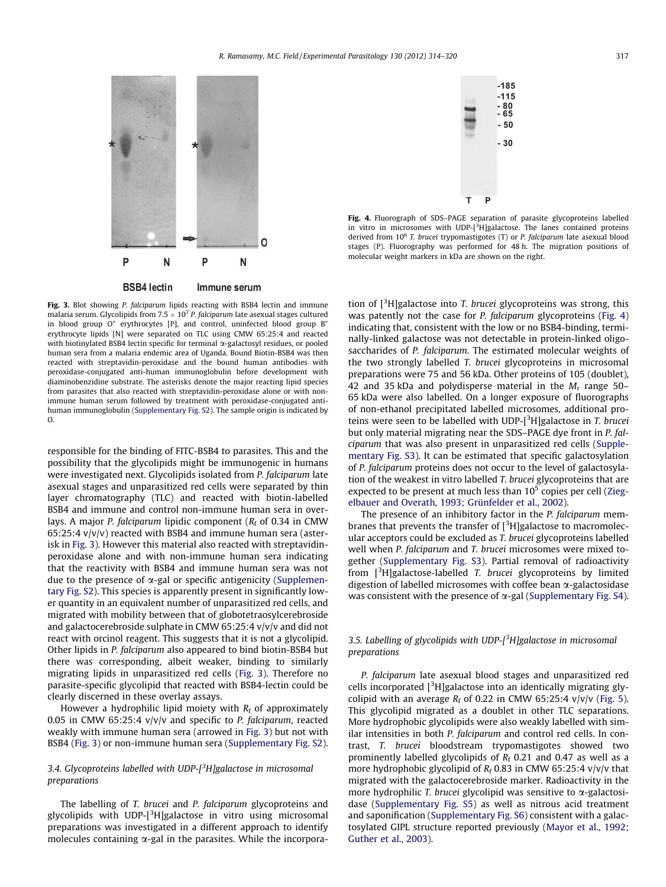**Fig. 3.** Blot showing *P. falciparum* lipids reacting with BSB4 lectin and immune malaria serum. Glycolipids from $7.5 \times 10^7$ *P. falciparum* late asexual stages cultured in blood group $O^+$ erythrocytes [P], and control, uninfected blood group $B^+$ erythrocyte lipids [N] were separated on TLC using CMW 65:25:4 and reacted with biotinylated BSB4 lectin specific for terminal α-galactosyl residues, or pooled human sera from a malaria endemic area of Uganda. Bound Biotin-BSB4 was then reacted with streptavidin-peroxidase and the bound human antibodies with peroxidase-conjugated anti-human immunoglobulin before development with diaminobenzidine substrate. The asterisks denote the major reacting lipid species from parasites that also reacted with streptavidin-peroxidase alone or with non-immune human serum followed by treatment with peroxidase-conjugated anti-human immunoglobulin (Supplementary Fig. S2). The sample origin is indicated by O.

**Fig. 4.** Fluorograph of SDS–PAGE separation of parasite glycoproteins labelled in vitro in microsomes with UDP-[$^3$H]galactose. The lanes contained proteins derived from $10^6$ *T. brucei* trypomastigotes (T) or *P. falciparum* late asexual blood stages (P). Fluorography was performed for 48 h. The migration positions of molecular weight markers in kDa are shown on the right.

responsible for the binding of FITC-BSB4 to parasites. This and the possibility that the glycolipids might be immunogenic in humans were investigated next. Glycolipids isolated from *P. falciparum* late asexual stages and unparasitized red cells were separated by thin layer chromatography (TLC) and reacted with biotin-labelled BSB4 and immune and control non-immune human sera in overlays. A major *P. falciparum* lipidic component ($R_f$ of 0.34 in CMW 65:25:4 v/v/v) reacted with BSB4 and immune human sera (asterisk in Fig. 3). However this material also reacted with streptavidin-peroxidase alone and with non-immune human sera indicating that the reactivity with BSB4 and immune human sera was not due to the presence of α-gal or specific antigenicity (Supplementary Fig. S2). This species is apparently present in significantly lower quantity in an equivalent number of unparasitized red cells, and migrated with mobility between that of globotetraosylcerebroside and galactocerebroside sulphate in CMW 65:25:4 v/v/v and did not react with orcinol reagent. This suggests that it is not a glycolipid. Other lipids in *P. falciparum* also appeared to bind biotin-BSB4 but there was corresponding, albeit weaker, binding to similarly migrating lipids in unparasitized red cells (Fig. 3). Therefore no parasite-specific glycolipid that reacted with BSB4-lectin could be clearly discerned in these overlay assays.

However a hydrophilic lipid moiety with $R_f$ of approximately 0.05 in CMW 65:25:4 v/v/v and specific to *P. falciparum*, reacted weakly with immune human sera (arrowed in Fig. 3) but not with BSB4 (Fig. 3) or non-immune human sera (Supplementary Fig. S2).

### 3.4. Glycoproteins labelled with UDP-[$^3$H]galactose in microsomal preparations

The labelling of *T. brucei* and *P. falciparum* glycoproteins and glycolipids with UDP-[$^3$H]galactose in vitro using microsomal preparations was investigated in a different approach to identify molecules containing α-gal in the parasites. While the incorporation of [$^3$H]galactose into *T. brucei* glycoproteins was strong, this was patently not the case for *P. falciparum* glycoproteins (Fig. 4) indicating that, consistent with the low or no BSB4-binding, terminally-linked galactose was not detectable in protein-linked oligosaccharides of *P. falciparum*. The estimated molecular weights of the two strongly labelled *T. brucei* glycoproteins in microsomal preparations were 75 and 56 kDa. Other proteins of 105 (doublet), 42 and 35 kDa and polydisperse material in the $M_r$ range 50–65 kDa were also labelled. On a longer exposure of fluorographs of non-ethanol precipitated labelled microsomes, additional proteins were seen to be labelled with UDP-[$^3$H]galactose in *T. brucei* but only material migrating near the SDS–PAGE dye front in *P. falciparum* that was also present in unparasitized red cells (Supplementary Fig. S3). It can be estimated that specific galactosylation of *P. falciparum* proteins does not occur to the level of galactosylation of the weakest in vitro labelled *T. brucei* glycoproteins that are expected to be present at much less than $10^5$ copies per cell (Ziegelbauer and Overath, 1993; Grünfelder et al., 2002).

The presence of an inhibitory factor in the *P. falciparum* membranes that prevents the transfer of [$^3$H]galactose to macromolecular acceptors could be excluded as *T. brucei* glycoproteins labelled well when *P. falciparum* and *T. brucei* microsomes were mixed together (Supplementary Fig. S3). Partial removal of radioactivity from [$^3$H]galactose-labelled *T. brucei* glycoproteins by limited digestion of labelled microsomes with coffee bean α-galactosidase was consistent with the presence of α-gal (Supplementary Fig. S4).

### 3.5. Labelling of glycolipids with UDP-[$^3$H]galactose in microsomal preparations

*P. falciparum* late asexual blood stages and unparasitized red cells incorporated [$^3$H]galactose into an identically migrating glycolipid with an average $R_f$ of 0.22 in CMW 65:25:4 v/v/v (Fig. 5). This glycolipid migrated as a doublet in other TLC separations. More hydrophobic glycolipids were also weakly labelled with similar intensities in both *P. falciparum* and control red cells. In contrast, *T. brucei* bloodstream trypomastigotes showed two prominently labelled glycolipids of $R_f$ 0.21 and 0.47 as well as a more hydrophobic glycolipid of $R_f$ 0.83 in CMW 65:25:4 v/v/v that migrated with the galactocerebroside marker. Radioactivity in the more hydrophilic *T. brucei* glycolipid was sensitive to α-galactosidase (Supplementary Fig. S5) as well as nitrous acid treatment and saponification (Supplementary Fig. S6) consistent with a galactosylated GIPL structure reported previously (Mayor et al., 1992; Guther et al., 2003).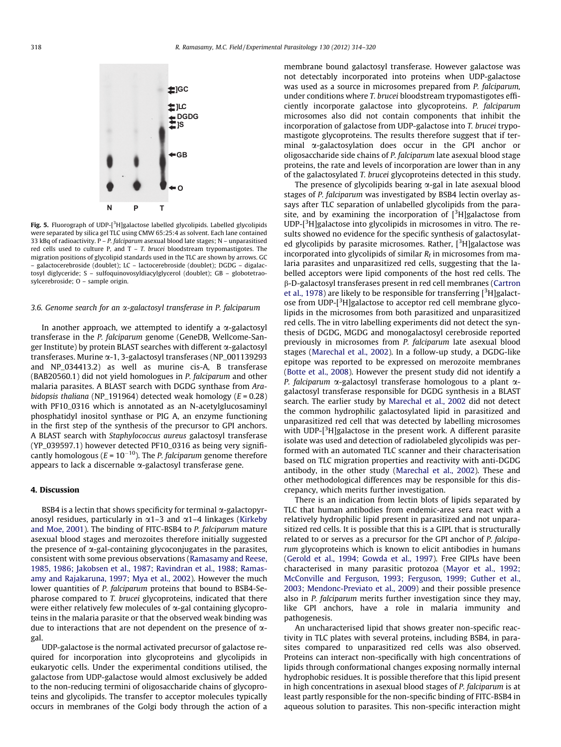**Fig. 5.** Fluorograph of UDP-[$^3$H]galactose labelled glycolipids. Labelled glycolipids were separated by silica gel TLC using CMW 65:25:4 as solvent. Each lane contained 33 kBq of radioactivity. P – *P. falciparum* asexual blood late stages; N – unparasitised red cells used to culture P, and T – *T. brucei* bloodstream trypomastigotes. The migration positions of glycolipid standards used in the TLC are shown by arrows. GC – galactocerebroside (doublet); LC – lactocerebroside (doublet); DGDG – digalactosyl diglyceride; S – sulfoquinovosyldiacylglycerol (doublet); GB – globotetraosylcerebroside; O – sample origin.

### 3.6. Genome search for an α-galactosyl transferase in P. falciparum

In another approach, we attempted to identify a α-galactosyl transferase in the *P. falciparum* genome (GeneDB, Wellcome-Sanger Institute) by protein BLAST searches with different α-galactosyl transferases. Murine α-1, 3-galactosyl transferases (NP_001139293 and NP_034413.2) as well as murine cis-A, B transferase (BAB20560.1) did not yield homologues in *P. falciparum* and other malaria parasites. A BLAST search with DGDG synthase from *Arabidopsis thaliana* (NP_191964) detected weak homology ($E = 0.28$) with PF10_0316 which is annotated as an N-acetylglucosaminyl phosphatidyl inositol synthase or PIG A, an enzyme functioning in the first step of the synthesis of the precursor to GPI anchors. A BLAST search with *Staphylococcus aureus* galactosyl transferase (YP_039597.1) however detected PF10_0316 as being very significantly homologous ($E = 10^{-10}$). The *P. falciparum* genome therefore appears to lack a discernable α-galactosyl transferase gene.

## 4. Discussion

BSB4 is a lectin that shows specificity for terminal α-galactopyranosyl residues, particularly in α1–3 and α1–4 linkages (Kirkeby and Moe, 2001). The binding of FITC-BSB4 to *P. falciparum* mature asexual blood stages and merozoites therefore initially suggested the presence of α-gal-containing glycoconjugates in the parasites, consistent with some previous observations (Ramasamy and Reese, 1985, 1986; Jakobsen et al., 1987; Ravindran et al., 1988; Ramasamy and Rajakaruna, 1997; Mya et al., 2002). However the much lower quantities of *P. falciparum* proteins that bound to BSB4-Sepharose compared to *T. brucei* glycoproteins, indicated that there were either relatively few molecules of α-gal containing glycoproteins in the malaria parasite or that the observed weak binding was due to interactions that are not dependent on the presence of α-gal.

UDP-galactose is the normal activated precursor of galactose required for incorporation into glycoproteins and glycolipids in eukaryotic cells. Under the experimental conditions utilised, the galactose from UDP-galactose would almost exclusively be added to the non-reducing termini of oligosaccharide chains of glycoproteins and glycolipids. The transfer to acceptor molecules typically occurs in membranes of the Golgi body through the action of a membrane bound galactosyl transferase. However galactose was not detectably incorporated into proteins when UDP-galactose was used as a source in microsomes prepared from *P. falciparum,* under conditions where *T. brucei* bloodstream trypomastigotes efficiently incorporate galactose into glycoproteins. *P. falciparum* microsomes also did not contain components that inhibit the incorporation of galactose from UDP-galactose into *T. brucei* trypomastigote glycoproteins. The results therefore suggest that if terminal α-galactosylation does occur in the GPI anchor or oligosaccharide side chains of *P. falciparum* late asexual blood stage proteins, the rate and levels of incorporation are lower than in any of the galactosylated *T. brucei* glycoproteins detected in this study.

The presence of glycolipids bearing α-gal in late asexual blood stages of *P. falciparum* was investigated by BSB4 lectin overlay assays after TLC separation of unlabelled glycolipids from the parasite, and by examining the incorporation of [$^3$H]galactose from UDP-[$^3$H]galactose into glycolipids in microsomes in vitro. The results showed no evidence for the specific synthesis of galactosylated glycolipids by parasite microsomes. Rather, [$^3$H]galactose was incorporated into glycolipids of similar $R_f$ in microsomes from malaria parasites and unparasitized red cells, suggesting that the labelled acceptors were lipid components of the host red cells. The β-D-galactosyl transferases present in red cell membranes (Cartron et al., 1978) are likely to be responsible for transferring [$^3$H]galactose from UDP-[$^3$H]galactose to acceptor red cell membrane glycolipids in the microsomes from both parasitized and unparasitized red cells. The in vitro labelling experiments did not detect the synthesis of DGDG, MGDG and monogalactosyl cerebroside reported previously in microsomes from *P. falciparum* late asexual blood stages (Marechal et al., 2002). In a follow-up study, a DGDG-like epitope was reported to be expressed on merozoite membranes (Botte et al., 2008). However the present study did not identify a *P. falciparum* α-galactosyl transferase homologous to a plant α-galactosyl transferase responsible for DGDG synthesis in a BLAST search. The earlier study by Marechal et al., 2002 did not detect the common hydrophilic galactosylated lipid in parasitized and unparasitized red cell that was detected by labelling microsomes with UDP-[$^3$H]galactose in the present work. A different parasite isolate was used and detection of radiolabeled glycolipids was performed with an automated TLC scanner and their characterisation based on TLC migration properties and reactivity with anti-DGDG antibody, in the other study (Marechal et al., 2002). These and other methodological differences may be responsible for this discrepancy, which merits further investigation.

There is an indication from lectin blots of lipids separated by TLC that human antibodies from endemic-area sera react with a relatively hydrophilic lipid present in parasitized and not unparasitized red cells. It is possible that this is a GIPL that is structurally related to or serves as a precursor for the GPI anchor of *P. falciparum* glycoproteins which is known to elicit antibodies in humans (Gerold et al., 1994; Gowda et al., 1997). Free GIPLs have been characterised in many parasitic protozoa (Mayor et al., 1992; McConville and Ferguson, 1993; Ferguson, 1999; Guther et al., 2003; Mendonc-Previato et al., 2009) and their possible presence also in *P. falciparum* merits further investigation since they may, like GPI anchors, have a role in malaria immunity and pathogenesis.

An uncharacterised lipid that shows greater non-specific reactivity in TLC plates with several proteins, including BSB4, in parasites compared to unparasitized red cells was also observed. Proteins can interact non-specifically with high concentrations of lipids through conformational changes exposing normally internal hydrophobic residues. It is possible therefore that this lipid present in high concentrations in asexual blood stages of *P. falciparum* is at least partly responsible for the non-specific binding of FITC-BSB4 in aqueous solution to parasites. This non-specific interaction might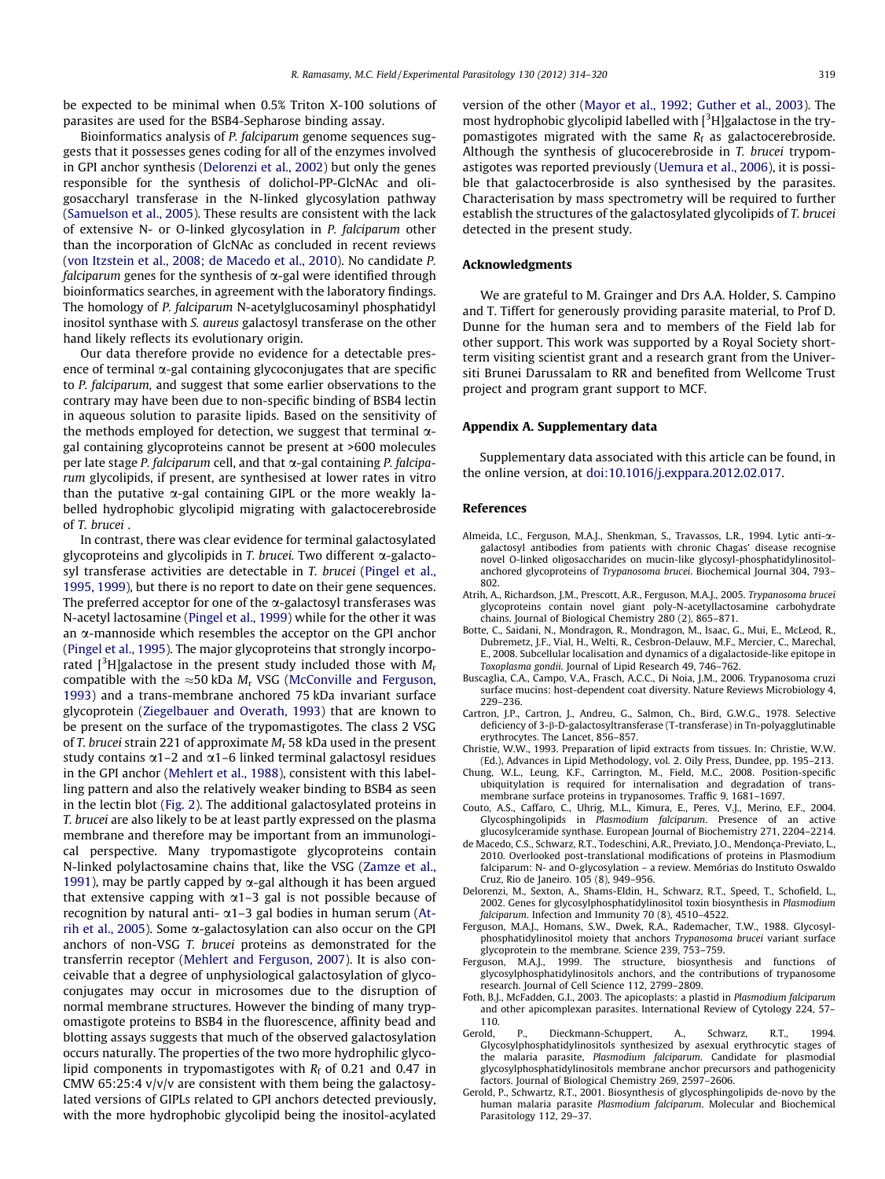be expected to be minimal when 0.5% Triton X-100 solutions of parasites are used for the BSB4-Sepharose binding assay.

Bioinformatics analysis of *P. falciparum* genome sequences suggests that it possesses genes coding for all of the enzymes involved in GPI anchor synthesis (Delorenzi et al., 2002) but only the genes responsible for the synthesis of dolichol-PP-GlcNAc and oligosaccharyl transferase in the N-linked glycosylation pathway (Samuelson et al., 2005). These results are consistent with the lack of extensive N- or O-linked glycosylation in *P. falciparum* other than the incorporation of GlcNAc as concluded in recent reviews (von Itzstein et al., 2008; de Macedo et al., 2010). No candidate *P. falciparum* genes for the synthesis of α-gal were identified through bioinformatics searches, in agreement with the laboratory findings. The homology of *P. falciparum* N-acetylglucosaminyl phosphatidyl inositol synthase with *S. aureus* galactosyl transferase on the other hand likely reflects its evolutionary origin.

Our data therefore provide no evidence for a detectable presence of terminal α-gal containing glycoconjugates that are specific to *P. falciparum*, and suggest that some earlier observations to the contrary may have been due to non-specific binding of BSB4 lectin in aqueous solution to parasite lipids. Based on the sensitivity of the methods employed for detection, we suggest that terminal α-gal containing glycoproteins cannot be present at >600 molecules per late stage *P. falciparum* cell, and that α-gal containing *P. falciparum* glycolipids, if present, are synthesised at lower rates in vitro than the putative α-gal containing GIPL or the more weakly labelled hydrophobic glycolipid migrating with galactocerebroside of *T. brucei* .

In contrast, there was clear evidence for terminal galactosylated glycoproteins and glycolipids in *T. brucei*. Two different α-galactosyl transferase activities are detectable in *T. brucei* (Pingel et al., 1995, 1999), but there is no report to date on their gene sequences. The preferred acceptor for one of the α-galactosyl transferases was N-acetyl lactosamine (Pingel et al., 1999) while for the other it was an α-mannoside which resembles the acceptor on the GPI anchor (Pingel et al., 1995). The major glycoproteins that strongly incorporated [$^3$H]galactose in the present study included those with $M_r$ compatible with the ≈50 kDa $M_r$ VSG (McConville and Ferguson, 1993) and a trans-membrane anchored 75 kDa invariant surface glycoprotein (Ziegelbauer and Overath, 1993) that are known to be present on the surface of the trypomastigotes. The class 2 VSG of *T. brucei* strain 221 of approximate $M_r$ 58 kDa used in the present study contains α1–2 and α1–6 linked terminal galactosyl residues in the GPI anchor (Mehlert et al., 1988), consistent with this labelling pattern and also the relatively weaker binding to BSB4 as seen in the lectin blot (Fig. 2). The additional galactosylated proteins in *T. brucei* are also likely to be at least partly expressed on the plasma membrane and therefore may be important from an immunological perspective. Many trypomastigote glycoproteins contain N-linked polylactosamine chains that, like the VSG (Zamze et al., 1991), may be partly capped by α-gal although it has been argued that extensive capping with α1–3 gal is not possible because of recognition by natural anti- α1–3 gal bodies in human serum (Atrih et al., 2005). Some α-galactosylation can also occur on the GPI anchors of non-VSG *T. brucei* proteins as demonstrated for the transferrin receptor (Mehlert and Ferguson, 2007). It is also conceivable that a degree of unphysiological galactosylation of glycoconjugates may occur in microsomes due to the disruption of normal membrane structures. However the binding of many trypomastigote proteins to BSB4 in the fluorescence, affinity bead and blotting assays suggests that much of the observed galactosylation occurs naturally. The properties of the two more hydrophilic glycolipid components in trypomastigotes with $R_f$ of 0.21 and 0.47 in CMW 65:25:4 v/v/v are consistent with them being the galactosylated versions of GIPLs related to GPI anchors detected previously, with the more hydrophobic glycolipid being the inositol-acylated version of the other (Mayor et al., 1992; Guther et al., 2003). The most hydrophobic glycolipid labelled with [$^3$H]galactose in the trypomastigotes migrated with the same $R_f$ as galactocerebroside. Although the synthesis of glucocerebroside in *T. brucei* trypomastigotes was reported previously (Uemura et al., 2006), it is possible that galactocerbroside is also synthesised by the parasites. Characterisation by mass spectrometry will be required to further establish the structures of the galactosylated glycolipids of *T. brucei* detected in the present study.

## Acknowledgments

We are grateful to M. Grainger and Drs A.A. Holder, S. Campino and T. Tiffert for generously providing parasite material, to Prof D. Dunne for the human sera and to members of the Field lab for other support. This work was supported by a Royal Society short-term visiting scientist grant and a research grant from the Universiti Brunei Darussalam to RR and benefited from Wellcome Trust project and program grant support to MCF.

## Appendix A. Supplementary data

Supplementary data associated with this article can be found, in the online version, at doi:10.1016/j.exppara.2012.02.017.

## References

Almeida, I.C., Ferguson, M.A.J., Shenkman, S., Travassos, L.R., 1994. Lytic anti-α-galactosyl antibodies from patients with chronic Chagas' disease recognise novel O-linked oligosaccharides on mucin-like glycosyl-phosphatidylinositol-anchored glycoproteins of *Trypanosoma brucei*. Biochemical Journal 304, 793–802.

Atrih, A., Richardson, J.M., Prescott, A.R., Ferguson, M.A.J., 2005. *Trypanosoma brucei* glycoproteins contain novel giant poly-N-acetyllactosamine carbohydrate chains. Journal of Biological Chemistry 280 (2), 865–871.

Botte, C., Saidani, N., Mondragon, R., Mondragon, M., Isaac, G., Mui, E., McLeod, R., Dubremetz, J.F., Vial, H., Welti, R., Cesbron-Delauw, M.F., Mercier, C., Marechal, E., 2008. Subcellular localisation and dynamics of a digalactoside-like epitope in *Toxoplasma gondii*. Journal of Lipid Research 49, 746–762.

Buscaglia, C.A., Campo, V.A., Frasch, A.C.C., Di Noia, J.M., 2006. Trypanosoma cruzi surface mucins: host-dependent coat diversity. Nature Reviews Microbiology 4, 229–236.

Cartron, J.P., Cartron, J., Andreu, G., Salmon, Ch., Bird, G.W.G., 1978. Selective deficiency of 3-β-D-galactosyltransferase (T-transferase) in Tn-polyagglutinable erythrocytes. The Lancet, 856–857.

Christie, W.W., 1993. Preparation of lipid extracts from tissues. In: Christie, W.W. (Ed.), Advances in Lipid Methodology, vol. 2. Oily Press, Dundee, pp. 195–213.

Chung, W.L., Leung, K.F., Carrington, M., Field, M.C., 2008. Position-specific ubiquitylation is required for internalisation and degradation of trans-membrane surface proteins in trypanosomes. Traffic 9, 1681–1697.

Couto, A.S., Caffaro, C., Uhrig, M.L., Kimura, E., Peres, V.J., Merino, E.F., 2004. Glycosphingolipids in *Plasmodium falciparum*. Presence of an active glucosylceramide synthase. European Journal of Biochemistry 271, 2204–2214.

de Macedo, C.S., Schwarz, R.T., Todeschini, A.R., Previato, J.O., Mendonça-Previato, L., 2010. Overlooked post-translational modifications of proteins in Plasmodium falciparum: N- and O-glycosylation – a review. Memórias do Instituto Oswaldo Cruz, Rio de Janeiro. 105 (8), 949–956.

Delorenzi, M., Sexton, A., Shams-Eldin, H., Schwarz, R.T., Speed, T., Schofield, L., 2002. Genes for glycosylphosphatidylinositol toxin biosynthesis in *Plasmodium falciparum*. Infection and Immunity 70 (8), 4510–4522.

Ferguson, M.A.J., Homans, S.W., Dwek, R.A., Rademacher, T.W., 1988. Glycosyl-phosphatidylinositol moiety that anchors *Trypanosoma brucei* variant surface glycoprotein to the membrane. Science 239, 753–759.

Ferguson, M.A.J., 1999. The structure, biosynthesis and functions of glycosylphosphatidylinositols anchors, and the contributions of trypanosome research. Journal of Cell Science 112, 2799–2809.

Foth, B.J., McFadden, G.I., 2003. The apicoplast: a plastid in *Plasmodium falciparum* and other apicomplexan parasites. International Review of Cytology 224, 57–110.

Gerold, P., Dieckmann-Schuppert, A., Schwarz, R.T., 1994. Glycosylphosphatidylinositols synthesized by asexual erythrocytic stages of the malaria parasite, *Plasmodium falciparum*. Candidate for plasmodial glycosylphosphatidylinositol membrane anchor precursors and pathogenicity factors. Journal of Biological Chemistry 269, 2597–2606.

Gerold, P., Schwartz, R.T., 2001. Biosynthesis of glycosphingolipids de-novo by the human malaria parasite *Plasmodium falciparum*. Molecular and Biochemical Parasitology 112, 29–37.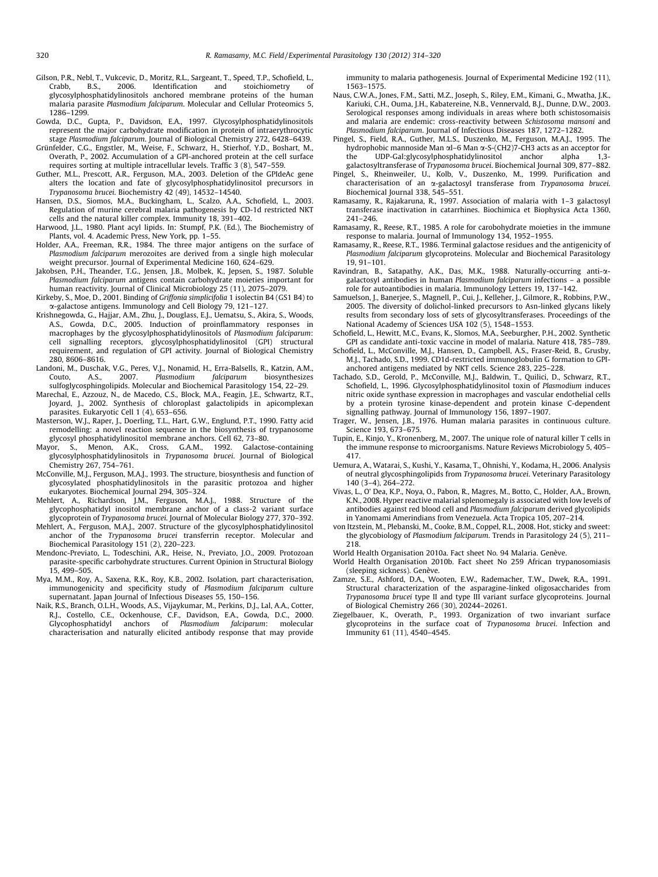Gilson, P.R., Nebl, T., Vukcevic, D., Moritz, R.L., Sargeant, T., Speed, T.P., Schofield, L., Crabb, B.S., 2006. Identification and stoichiometry of glycosylphosphatidylinositols anchored membrane proteins of the human malaria parasite *Plasmodium falciparum*. Molecular and Cellular Proteomics 5, 1286–1299.

Gowda, D.C., Gupta, P., Davidson, E.A., 1997. Glycosylphosphatidylinositols represent the major carbohydrate modification in protein of intraerythrocytic stage *Plasmodium falciparum*. Journal of Biological Chemistry 272, 6428–6439.

Grünfelder, C.G., Engstler, M., Weise, F., Schwarz, H., Stierhof, Y.D., Boshart, M., Overath, P., 2002. Accumulation of a GPI-anchored protein at the cell surface requires sorting at multiple intracellular levels. Traffic 3 (8), 547–559.

Guther, M.L., Prescott, A.R., Ferguson, M.A., 2003. Deletion of the GPIdeAc gene alters the location and fate of glycosylphosphatidylinositol precursors in *Trypanosoma brucei*. Biochemistry 42 (49), 14532–14540.

Hansen, D.S., Siomos, M.A., Buckingham, L., Scalzo, A.A., Schofield, L., 2003. Regulation of murine cerebral malaria pathogenesis by CD-1d restricted NKT cells and the natural killer complex. Immunity 18, 391–402.

Harwood, J.L., 1980. Plant acyl lipids. In: Stumpf, P.K. (Ed.), The Biochemistry of Plants, vol. 4. Academic Press, New York, pp. 1–55.

Holder, A.A., Freeman, R.R., 1984. The three major antigens on the surface of *Plasmodium falciparum* merozoites are derived from a single high molecular weight precursor. Journal of Experimental Medicine 160, 624–629.

Jakobsen, P.H., Theander, T.G., Jensen, J.B., Molbek, K., Jepsen, S., 1987. Soluble *Plasmodium falciparum* antigens contain carbohydrate moieties important for human reactivity. Journal of Clinical Microbiology 25 (11), 2075–2079.

Kirkeby, S., Moe, D., 2001. Binding of *Griffonia simplicifolia* 1 isolectin B4 (GS1 B4) to α-galactose antigens. Immunology and Cell Biology 79, 121–127.

Krishnegowda, G., Hajjar, A.M., Zhu, J., Douglass, E.J., Uematsu, S., Akira, S., Woods, A.S., Gowda, D.C., 2005. Induction of proinflammatory responses in macrophages by the glycosylphosphatidylinositols of *Plasmodium falciparum*: cell signalling receptors, glycosylphosphatidylinositol (GPI) structural requirement, and regulation of GPI activity. Journal of Biological Chemistry 280, 8606–8616.

Landoni, M., Duschak, V.G., Peres, V.J., Nonamid, H., Erra-Balsells, R., Katzin, A.M., Couto, A.S., 2007. *Plasmodium falciparum* biosynthesizes sulfoglycosphingolipids. Molecular and Biochemical Parasitology 154, 22–29.

Marechal, E., Azzouz, N., de Macedo, C.S., Block, M.A., Feagin, J.E., Schwartz, R.T., Joyard, J., 2002. Synthesis of chloroplast galactolipids in apicomplexan parasites. Eukaryotic Cell 1 (4), 653–656.

Masterson, W.J., Raper, J., Doerling, T.L., Hart, G.W., Englund, P.T., 1990. Fatty acid remodelling: a novel reaction sequence in the biosynthesis of trypanosome glycosyl phosphatidylinositol membrane anchors. Cell 62, 73–80.

Mayor, S., Menon, A.K., Cross, G.A.M., 1992. Galactose-containing glycosylphosphatidylinositols in *Trypanosoma brucei*. Journal of Biological Chemistry 267, 754–761.

McConville, M.J., Ferguson, M.A.J., 1993. The structure, biosynthesis and function of glycosylated phosphatidylinositols in the parasitic protozoa and higher eukaryotes. Biochemical Journal 294, 305–324.

Mehlert, A., Richardson, J.M., Ferguson, M.A.J., 1988. Structure of the glycophosphatidyl inositol membrane anchor of a class-2 variant surface glycoprotein of *Trypanosoma brucei*. Journal of Molecular Biology 277, 370–392.

Mehlert, A., Ferguson, M.A.J., 2007. Structure of the glycosylphosphatidylinositol anchor of the *Trypanosoma brucei* transferrin receptor. Molecular and Biochemical Parasitology 151 (2), 220–223.

Mendonc-Previato, L., Todeschini, A.R., Heise, N., Previato, J.O., 2009. Protozoan parasite-specific carbohydrate structures. Current Opinion in Structural Biology 15, 499–505.

Mya, M.M., Roy, A., Saxena, R.K., Roy, K.B., 2002. Isolation, part characterisation, immunogenicity and specificity study of *Plasmodium falciparum* culture supernatant. Japan Journal of Infectious Diseases 55, 150–156.

Naik, R.S., Branch, O.L.H., Woods, A.S., Vijaykumar, M., Perkins, D.J., Lal, A.A., Cotter, R.J., Costello, C.E., Ockenhouse, C.F., Davidson, E.A., Gowda, D.C., 2000. Glycophosphatidyl anchors of *Plasmodium falciparum*: molecular characterisation and naturally elicited antibody response that may provide immunity to malaria pathogenesis. Journal of Experimental Medicine 192 (11), 1563–1575.

Naus, C.W.A., Jones, F.M., Satti, M.Z., Joseph, S., Riley, E.M., Kimani, G., Mwatha, J.K., Kariuki, C.H., Ouma, J.H., Kabatereine, N.B., Vennervald, B.J., Dunne, D.W., 2003. Serological responses among individuals in areas where both schistosomaisis and malaria are endemic: cross-reactivity between *Schistosoma mansoni* and *Plasmodium falciparum*. Journal of Infectious Diseases 187, 1272–1282.

Pingel, S., Field, R.A., Guther, M.L.S., Duszenko, M., Ferguson, M.A.J., 1995. The hydrophobic mannoside Man α1–6 Man α-S-(CH2)7-CH3 acts as an acceptor for the UDP-Gal:glycosylphosphatidylinositol anchor alpha 1,3-galactosyltransferase of *Trypanosoma brucei*. Biochemical Journal 309, 877–882.

Pingel, S., Rheinweiler, U., Kolb, V., Duszenko, M., 1999. Purification and characterisation of an α-galactosyl transferase from *Trypanosoma brucei*. Biochemical Journal 338, 545–551.

Ramasamy, R., Rajakaruna, R., 1997. Association of malaria with 1–3 galactosyl transferase inactivation in catarrhines. Biochimica et Biophysica Acta 1360, 241–246.

Ramasamy, R., Reese, R.T., 1985. A role for carobohydrate moieties in the immune response to malaria. Journal of Immunology 134, 1952–1955.

Ramasamy, R., Reese, R.T., 1986. Terminal galactose residues and the antigenicity of *Plasmodium falciparum* glycoproteins. Molecular and Biochemical Parasitology 19, 91–101.

Ravindran, B., Satapathy, A.K., Das, M.K., 1988. Naturally-occurring anti-α-galactosyl antibodies in human *Plasmodium falciparum* infections – a possible role for autoantibodies in malaria. Immunology Letters 19, 137–142.

Samuelson, J., Banerjee, S., Magnell, P., Cui, J., Kelleher, J., Gilmore, R., Robbins, P.W., 2005. The diversity of dolichol-linked precursors to Asn-linked glycans likely results from secondary loss of sets of glycosyltransferases. Proceedings of the National Academy of Sciences USA 102 (5), 1548–1553.

Schofield, L., Hewitt, M.C., Evans, K., Slomos, M.A., Seeburgher, P.H., 2002. Synthetic GPI as candidate anti-toxic vaccine in model of malaria. Nature 418, 785–789.

Schofield, L., McConville, M.J., Hansen, D., Campbell, A.S., Fraser-Reid, B., Grusby, M.J., Tachado, S.D., 1999. CD1d-restricted immunoglobulin G formation to GPI-anchored antigens mediated by NKT cells. Science 283, 225–228.

Tachado, S.D., Gerold, P., McConville, M.J., Baldwin, T., Quilici, D., Schwarz, R.T., Schofield, L., 1996. Glycosylphosphatidylinositol toxin of *Plasmodium* induces nitric oxide synthase expression in macrophages and vascular endothelial cells by a protein tyrosine kinase-dependent and protein kinase C-dependent signalling pathway. Journal of Immunology 156, 1897–1907.

Trager, W., Jensen, J.B., 1976. Human malaria parasites in continuous culture. Science 193, 673–675.

Tupin, E., Kinjo, Y., Kronenberg, M., 2007. The unique role of natural killer T cells in the immune response to microorganisms. Nature Reviews Microbiology 5, 405–417.

Uemura, A., Watarai, S., Kushi, Y., Kasama, T., Ohnishi, Y., Kodama, H., 2006. Analysis of neutral glycosphingolipids from *Trypanosoma brucei*. Veterinary Parasitology 140 (3–4), 264–272.

Vivas, L., O' Dea, K.P., Noya, O., Pabon, R., Magres, M., Botto, C., Holder, A.A., Brown, K.N., 2008. Hyper reactive malarial splenomegaly is associated with low levels of antibodies against red blood cell and *Plasmodium falciparum* derived glycolipids in Yanomami Amerindians from Venezuela. Acta Tropica 105, 207–214.

von Itzstein, M., Plebanski, M., Cooke, B.M., Coppel, R.L., 2008. Hot, sticky and sweet: the glycobiology of *Plasmodium falciparum*. Trends in Parasitology 24 (5), 211–218.

World Health Organisation 2010a. Fact sheet No. 94 Malaria. Genève.

World Health Organisation 2010b. Fact sheet No 259 African trypanosomiasis (sleeping sickness). Genève.

Zamze, S.E., Ashford, D.A., Wooten, E.W., Rademacher, T.W., Dwek, R.A., 1991. Structural characterization of the asparagine-linked oligosaccharides from *Trypanosoma brucei* type II and type III variant surface glycoproteins. Journal of Biological Chemistry 266 (30), 20244–20261.

Ziegelbauer, K., Overath, P., 1993. Organization of two invariant surface glycoproteins in the surface coat of *Trypanosoma brucei*. Infection and Immunity 61 (11), 4540–4545.